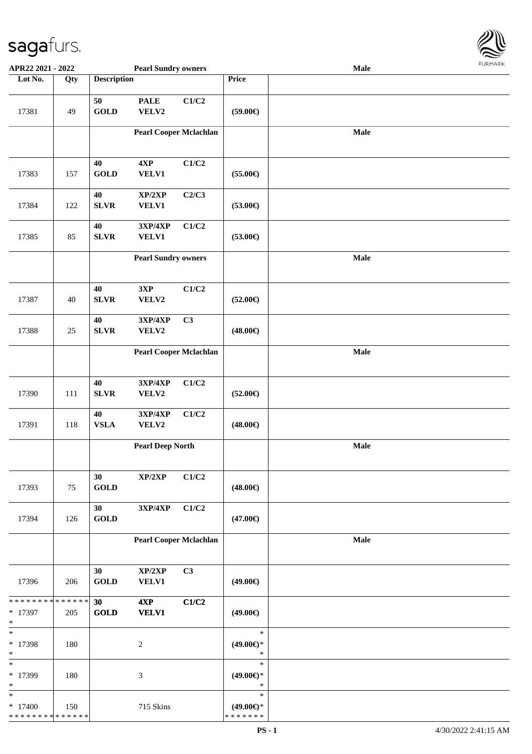**APR22 2021 - 2022** | **Pearl Sundry owners** | **Male**

| Lot No. | Qty | Description | | | Price | |
|---|---|---|---|---|---|---|
| 17381 | 49 | 50 GOLD | PALE VELV2 | C1/C2 | (59.00€) | |
| | | **Pearl Cooper Mclachlan** | | | | **Male** |
| 17383 | 157 | 40 GOLD | 4XP VELV1 | C1/C2 | (55.00€) | |
| 17384 | 122 | 40 SLVR | XP/2XP VELV1 | C2/C3 | (53.00€) | |
| 17385 | 85 | 40 SLVR | 3XP/4XP VELV1 | C1/C2 | (53.00€) | |
| | | **Pearl Sundry owners** | | | | **Male** |
| 17387 | 40 | 40 SLVR | 3XP VELV2 | C1/C2 | (52.00€) | |
| 17388 | 25 | 40 SLVR | 3XP/4XP VELV2 | C3 | (48.00€) | |
| | | **Pearl Cooper Mclachlan** | | | | **Male** |
| 17390 | 111 | 40 SLVR | 3XP/4XP VELV2 | C1/C2 | (52.00€) | |
| 17391 | 118 | 40 VSLA | 3XP/4XP VELV2 | C1/C2 | (48.00€) | |
| | | **Pearl Deep North** | | | | **Male** |
| 17393 | 75 | 30 GOLD | XP/2XP | C1/C2 | (48.00€) | |
| 17394 | 126 | 30 GOLD | 3XP/4XP | C1/C2 | (47.00€) | |
| | | **Pearl Cooper Mclachlan** | | | | **Male** |
| 17396 | 206 | 30 GOLD | XP/2XP VELV1 | C3 | (49.00€) | |
| * * * * * * * * * * * * * * * 17397 * | 205 | 30 GOLD | 4XP VELV1 | C1/C2 | (49.00€) | |
| * * 17398 * | 180 | | 2 | | * (49.00€)* * | |
| * * 17399 * | 180 | | 3 | | * (49.00€)* * | |
| * * 17400 * * * * * * * * * * * * * * | 150 | | 715 Skins | | * (49.00€)* * * * * * * * | |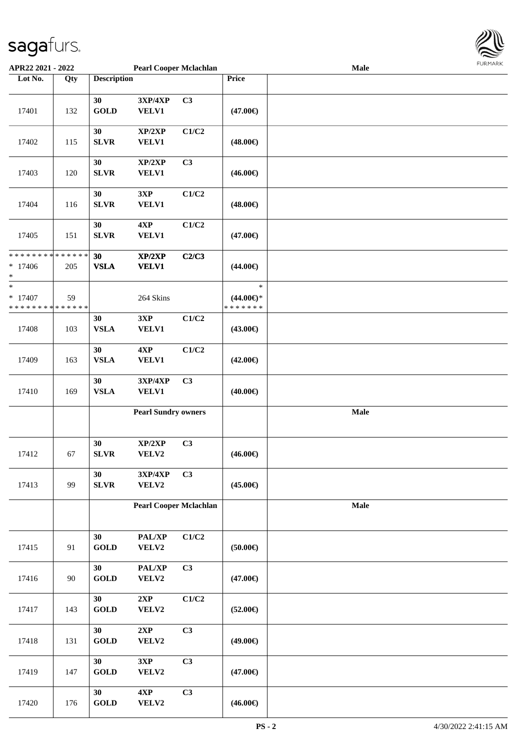APR22 2021 - 2022 | Pearl Cooper Mclachlan | Male

| Lot No. | Qty | Description | | | Price | |
|---|---|---|---|---|---|---|
| 17401 | 132 | 30 GOLD | 3XP/4XP VELV1 | C3 | (47.00€) | |
| 17402 | 115 | 30 SLVR | XP/2XP VELV1 | C1/C2 | (48.00€) | |
| 17403 | 120 | 30 SLVR | XP/2XP VELV1 | C3 | (46.00€) | |
| 17404 | 116 | 30 SLVR | 3XP VELV1 | C1/C2 | (48.00€) | |
| 17405 | 151 | 30 SLVR | 4XP VELV1 | C1/C2 | (47.00€) | |
| * * * * * * * * * * * * * * * 17406 * | 205 | 30 VSLA | XP/2XP VELV1 | C2/C3 | (44.00€) | |
| * * 17407 * * * * * * * * * * * * * * | 59 | | 264 Skins | | * (44.00€)* * * * * * * * | |
| 17408 | 103 | 30 VSLA | 3XP VELV1 | C1/C2 | (43.00€) | |
| 17409 | 163 | 30 VSLA | 4XP VELV1 | C1/C2 | (42.00€) | |
| 17410 | 169 | 30 VSLA | 3XP/4XP VELV1 | C3 | (40.00€) | |
| | | | Pearl Sundry owners | | | Male |
| 17412 | 67 | 30 SLVR | XP/2XP VELV2 | C3 | (46.00€) | |
| 17413 | 99 | 30 SLVR | 3XP/4XP VELV2 | C3 | (45.00€) | |
| | | | Pearl Cooper Mclachlan | | | Male |
| 17415 | 91 | 30 GOLD | PAL/XP VELV2 | C1/C2 | (50.00€) | |
| 17416 | 90 | 30 GOLD | PAL/XP VELV2 | C3 | (47.00€) | |
| 17417 | 143 | 30 GOLD | 2XP VELV2 | C1/C2 | (52.00€) | |
| 17418 | 131 | 30 GOLD | 2XP VELV2 | C3 | (49.00€) | |
| 17419 | 147 | 30 GOLD | 3XP VELV2 | C3 | (47.00€) | |
| 17420 | 176 | 30 GOLD | 4XP VELV2 | C3 | (46.00€) | |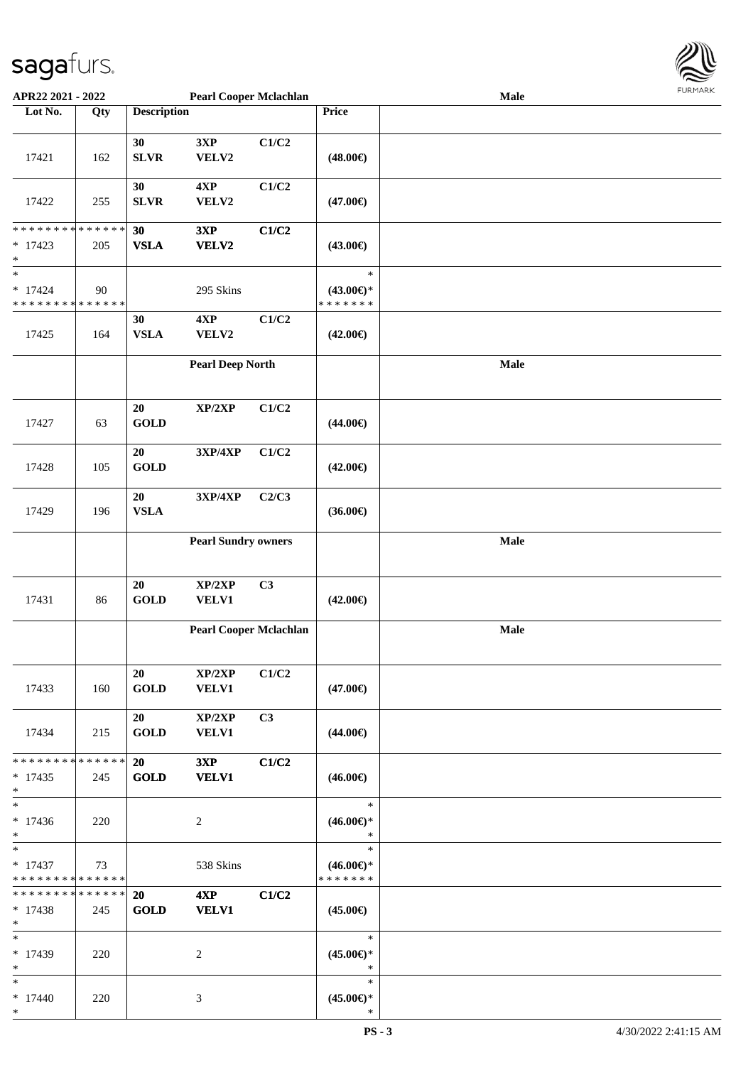| Lot No. | Qty | Description | | | Price | |
|---|---|---|---|---|---|---|
| APR22 2021 - 2022 | | Pearl Cooper Mclachlan | | | | Male |
| 17421 | 162 | 30 SLVR | 3XP VELV2 | C1/C2 | (48.00€) | |
| 17422 | 255 | 30 SLVR | 4XP VELV2 | C1/C2 | (47.00€) | |
| * * * * * * * * * * * * * * * 17423 * | 205 | 30 VSLA | 3XP VELV2 | C1/C2 | (43.00€) | |
| * * 17424 * * * * * * * * * * * * * * | 90 | | 295 Skins | | * (43.00€)* * * * * * * * | |
| 17425 | 164 | 30 VSLA | 4XP VELV2 | C1/C2 | (42.00€) | |
| | | | Pearl Deep North | | | Male |
| 17427 | 63 | 20 GOLD | XP/2XP | C1/C2 | (44.00€) | |
| 17428 | 105 | 20 GOLD | 3XP/4XP | C1/C2 | (42.00€) | |
| 17429 | 196 | 20 VSLA | 3XP/4XP | C2/C3 | (36.00€) | |
| | | | Pearl Sundry owners | | | Male |
| 17431 | 86 | 20 GOLD | XP/2XP VELV1 | C3 | (42.00€) | |
| | | | Pearl Cooper Mclachlan | | | Male |
| 17433 | 160 | 20 GOLD | XP/2XP VELV1 | C1/C2 | (47.00€) | |
| 17434 | 215 | 20 GOLD | XP/2XP VELV1 | C3 | (44.00€) | |
| * * * * * * * * * * * * * * * 17435 * | 245 | 20 GOLD | 3XP VELV1 | C1/C2 | (46.00€) | |
| * * 17436 * | 220 | | 2 | | * (46.00€)* * | |
| * * 17437 * * * * * * * * * * * * * * | 73 | | 538 Skins | | * (46.00€)* * * * * * * * | |
| * * * * * * * * * * * * * * * 17438 * | 245 | 20 GOLD | 4XP VELV1 | C1/C2 | (45.00€) | |
| * * 17439 * | 220 | | 2 | | * (45.00€)* * | |
| * * 17440 * | 220 | | 3 | | * (45.00€)* * | |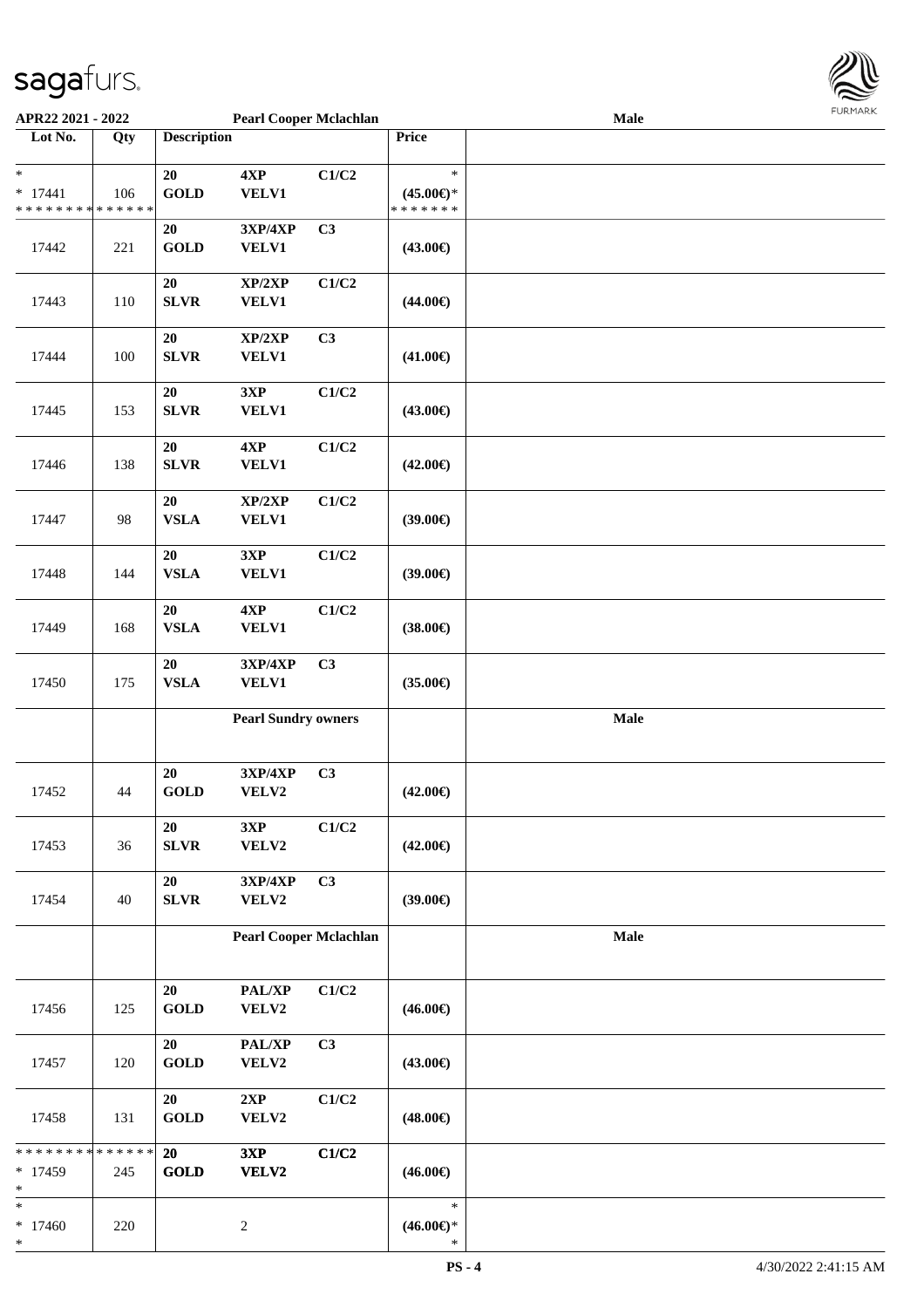**APR22 2021 - 2022** **Pearl Cooper Mclachlan** **Male**

| Lot No. | Qty | Description | | | Price | |
|---|---|---|---|---|---|---|
| * <br> * 17441 <br> * * * * * * * * * * * * * * | 106 | 20 <br> GOLD | 4XP <br> VELV1 | C1/C2 | * <br> (45.00€)* <br> * * * * * * * | |
| 17442 | 221 | 20 <br> GOLD | 3XP/4XP <br> VELV1 | C3 | (43.00€) | |
| 17443 | 110 | 20 <br> SLVR | XP/2XP <br> VELV1 | C1/C2 | (44.00€) | |
| 17444 | 100 | 20 <br> SLVR | XP/2XP <br> VELV1 | C3 | (41.00€) | |
| 17445 | 153 | 20 <br> SLVR | 3XP <br> VELV1 | C1/C2 | (43.00€) | |
| 17446 | 138 | 20 <br> SLVR | 4XP <br> VELV1 | C1/C2 | (42.00€) | |
| 17447 | 98 | 20 <br> VSLA | XP/2XP <br> VELV1 | C1/C2 | (39.00€) | |
| 17448 | 144 | 20 <br> VSLA | 3XP <br> VELV1 | C1/C2 | (39.00€) | |
| 17449 | 168 | 20 <br> VSLA | 4XP <br> VELV1 | C1/C2 | (38.00€) | |
| 17450 | 175 | 20 <br> VSLA | 3XP/4XP <br> VELV1 | C3 | (35.00€) | |
| | | | **Pearl Sundry owners** | | | **Male** |
| 17452 | 44 | 20 <br> GOLD | 3XP/4XP <br> VELV2 | C3 | (42.00€) | |
| 17453 | 36 | 20 <br> SLVR | 3XP <br> VELV2 | C1/C2 | (42.00€) | |
| 17454 | 40 | 20 <br> SLVR | 3XP/4XP <br> VELV2 | C3 | (39.00€) | |
| | | | **Pearl Cooper Mclachlan** | | | **Male** |
| 17456 | 125 | 20 <br> GOLD | PAL/XP <br> VELV2 | C1/C2 | (46.00€) | |
| 17457 | 120 | 20 <br> GOLD | PAL/XP <br> VELV2 | C3 | (43.00€) | |
| 17458 | 131 | 20 <br> GOLD | 2XP <br> VELV2 | C1/C2 | (48.00€) | |
| * * * * * * * * * * * * * * <br> * 17459 <br> * | 245 | 20 <br> GOLD | 3XP <br> VELV2 | C1/C2 | (46.00€) | |
| * <br> * 17460 <br> * | 220 | | 2 | | * <br> (46.00€)* <br> * | |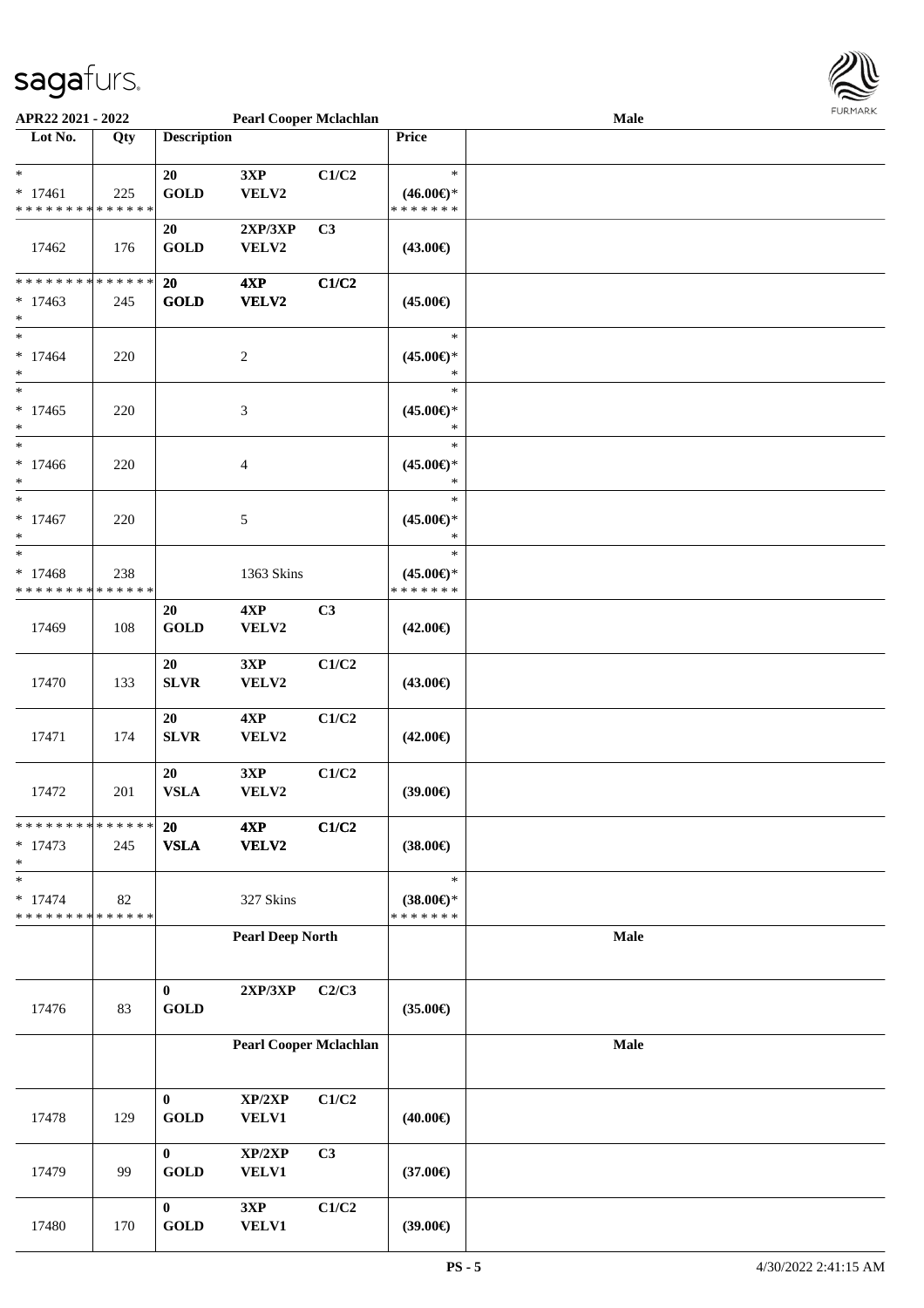| Lot No. | Qty | Description | | | Price | |
|---|---|---|---|---|---|---|
| * <br> * 17461 <br> * * * * * * * * * * * * * * | 225 | 20 <br> GOLD | 3XP <br> VELV2 | C1/C2 | * <br> (46.00€)* <br> * * * * * * * | |
| 17462 | 176 | 20 <br> GOLD | 2XP/3XP <br> VELV2 | C3 | (43.00€) | |
| * * * * * * * * * * * * * * <br> * 17463 <br> * | 245 | **20** <br> **GOLD** | **4XP** <br> **VELV2** | **C1/C2** | (45.00€) | |
| * <br> * 17464 <br> * | 220 | | 2 | | * <br> (45.00€)* <br> * | |
| * <br> * 17465 <br> * | 220 | | 3 | | * <br> (45.00€)* <br> * | |
| * <br> * 17466 <br> * | 220 | | 4 | | * <br> (45.00€)* <br> * | |
| * <br> * 17467 <br> * | 220 | | 5 | | * <br> (45.00€)* <br> * | |
| * <br> * 17468 <br> * * * * * * * * * * * * * * | 238 | | 1363 Skins | | * <br> (45.00€)* <br> * * * * * * * | |
| 17469 | 108 | 20 <br> GOLD | 4XP <br> VELV2 | C3 | (42.00€) | |
| 17470 | 133 | 20 <br> SLVR | 3XP <br> VELV2 | C1/C2 | (43.00€) | |
| 17471 | 174 | 20 <br> SLVR | 4XP <br> VELV2 | C1/C2 | (42.00€) | |
| 17472 | 201 | 20 <br> VSLA | 3XP <br> VELV2 | C1/C2 | (39.00€) | |
| * * * * * * * * * * * * * * <br> * 17473 <br> * | 245 | **20** <br> **VSLA** | **4XP** <br> **VELV2** | **C1/C2** | (38.00€) | |
| * <br> * 17474 <br> * * * * * * * * * * * * * * | 82 | | 327 Skins | | * <br> (38.00€)* <br> * * * * * * * | |
| | | | **Pearl Deep North** | | | **Male** |
| 17476 | 83 | 0 <br> GOLD | 2XP/3XP | C2/C3 | (35.00€) | |
| | | | **Pearl Cooper Mclachlan** | | | **Male** |
| 17478 | 129 | 0 <br> GOLD | XP/2XP <br> VELV1 | C1/C2 | (40.00€) | |
| 17479 | 99 | 0 <br> GOLD | XP/2XP <br> VELV1 | C3 | (37.00€) | |
| 17480 | 170 | 0 <br> GOLD | 3XP <br> VELV1 | C1/C2 | (39.00€) | |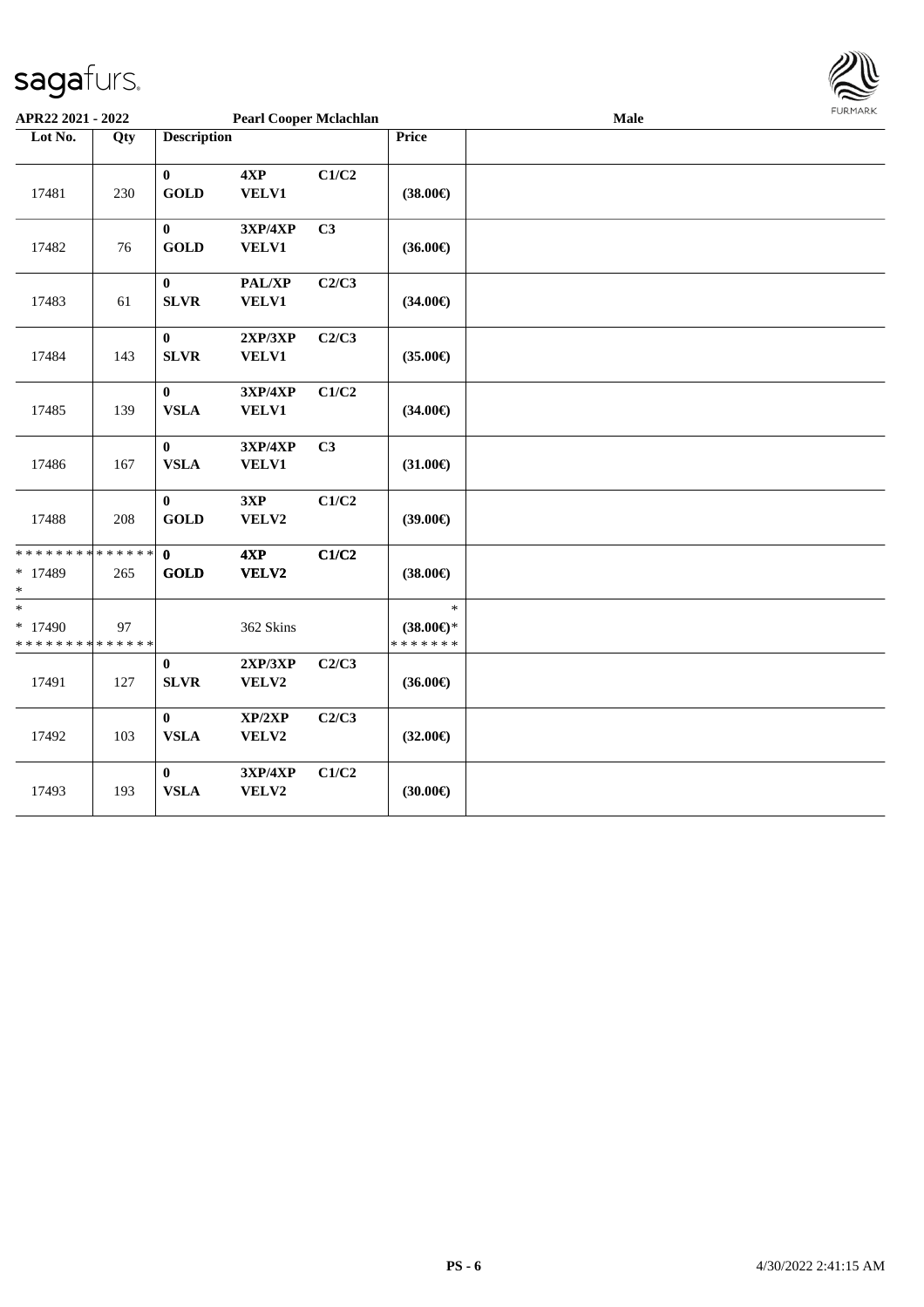**APR22 2021 - 2022** | **Pearl Cooper Mclachlan** | **Male**

| Lot No. | Qty | Description | | | Price | |
|---|---|---|---|---|---|---|
| 17481 | 230 | **0** **GOLD** | **4XP** **VELV1** | **C1/C2** | **(38.00€)** | |
| 17482 | 76 | **0** **GOLD** | **3XP/4XP** **VELV1** | **C3** | **(36.00€)** | |
| 17483 | 61 | **0** **SLVR** | **PAL/XP** **VELV1** | **C2/C3** | **(34.00€)** | |
| 17484 | 143 | **0** **SLVR** | **2XP/3XP** **VELV1** | **C2/C3** | **(35.00€)** | |
| 17485 | 139 | **0** **VSLA** | **3XP/4XP** **VELV1** | **C1/C2** | **(34.00€)** | |
| 17486 | 167 | **0** **VSLA** | **3XP/4XP** **VELV1** | **C3** | **(31.00€)** | |
| 17488 | 208 | **0** **GOLD** | **3XP** **VELV2** | **C1/C2** | **(39.00€)** | |
| ************** * 17489 * | 265 | **0** **GOLD** | **4XP** **VELV2** | **C1/C2** | **(38.00€)** | |
| * * 17490 ************** | 97 | | 362 Skins | | * **(38.00€)*** ******* | |
| 17491 | 127 | **0** **SLVR** | **2XP/3XP** **VELV2** | **C2/C3** | **(36.00€)** | |
| 17492 | 103 | **0** **VSLA** | **XP/2XP** **VELV2** | **C2/C3** | **(32.00€)** | |
| 17493 | 193 | **0** **VSLA** | **3XP/4XP** **VELV2** | **C1/C2** | **(30.00€)** | |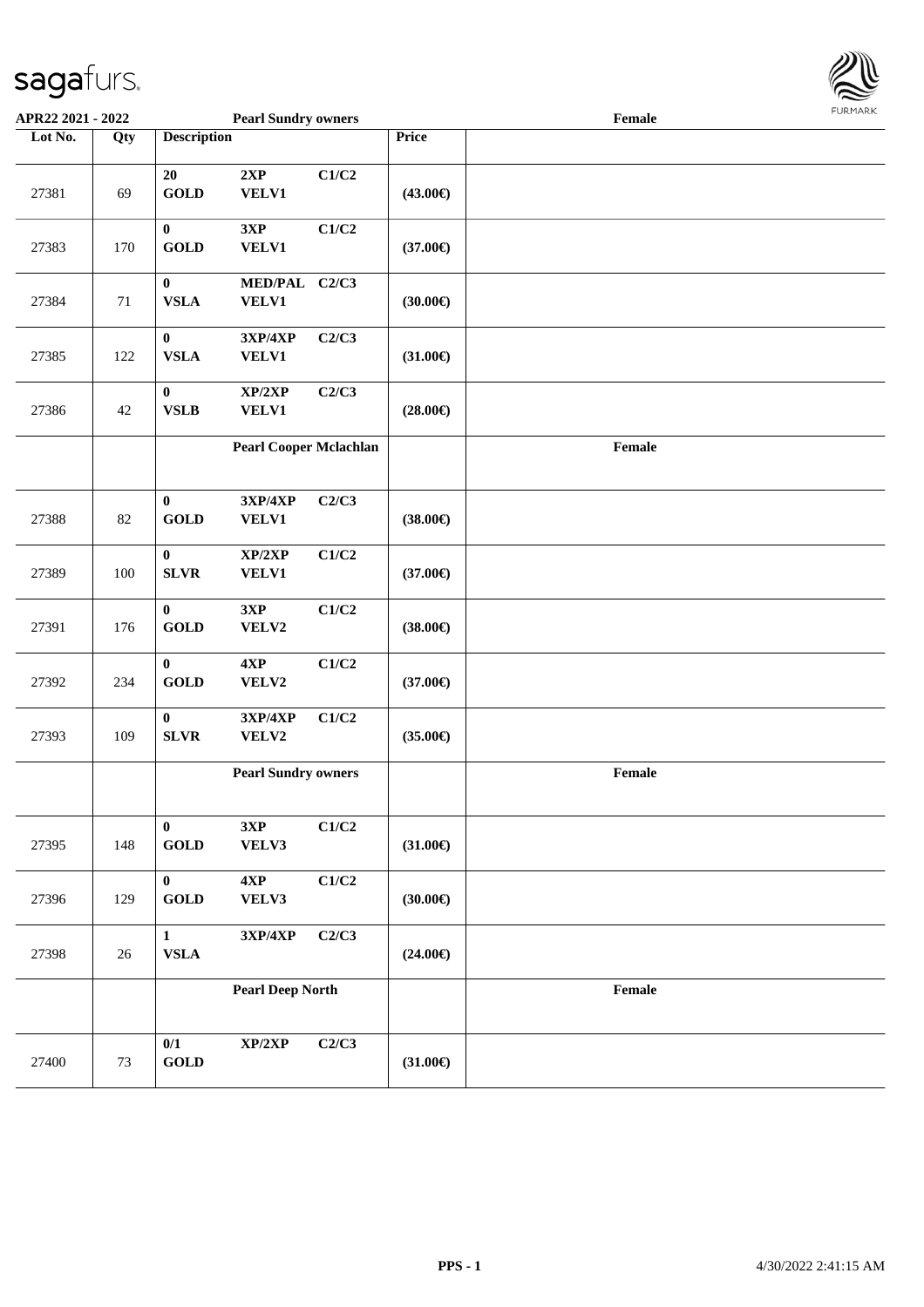**APR22 2021 - 2022** — **Pearl Sundry owners** — **Female**

| Lot No. | Qty | Description | | | Price | |
|---|---|---|---|---|---|---|
| 27381 | 69 | 20 GOLD | 2XP VELV1 | C1/C2 | (43.00€) | |
| 27383 | 170 | 0 GOLD | 3XP VELV1 | C1/C2 | (37.00€) | |
| 27384 | 71 | 0 VSLA | MED/PAL VELV1 | C2/C3 | (30.00€) | |
| 27385 | 122 | 0 VSLA | 3XP/4XP VELV1 | C2/C3 | (31.00€) | |
| 27386 | 42 | 0 VSLB | XP/2XP VELV1 | C2/C3 | (28.00€) | |
| | | **Pearl Cooper Mclachlan** | | | | **Female** |
| 27388 | 82 | 0 GOLD | 3XP/4XP VELV1 | C2/C3 | (38.00€) | |
| 27389 | 100 | 0 SLVR | XP/2XP VELV1 | C1/C2 | (37.00€) | |
| 27391 | 176 | 0 GOLD | 3XP VELV2 | C1/C2 | (38.00€) | |
| 27392 | 234 | 0 GOLD | 4XP VELV2 | C1/C2 | (37.00€) | |
| 27393 | 109 | 0 SLVR | 3XP/4XP VELV2 | C1/C2 | (35.00€) | |
| | | **Pearl Sundry owners** | | | | **Female** |
| 27395 | 148 | 0 GOLD | 3XP VELV3 | C1/C2 | (31.00€) | |
| 27396 | 129 | 0 GOLD | 4XP VELV3 | C1/C2 | (30.00€) | |
| 27398 | 26 | 1 VSLA | 3XP/4XP | C2/C3 | (24.00€) | |
| | | **Pearl Deep North** | | | | **Female** |
| 27400 | 73 | 0/1 GOLD | XP/2XP | C2/C3 | (31.00€) | |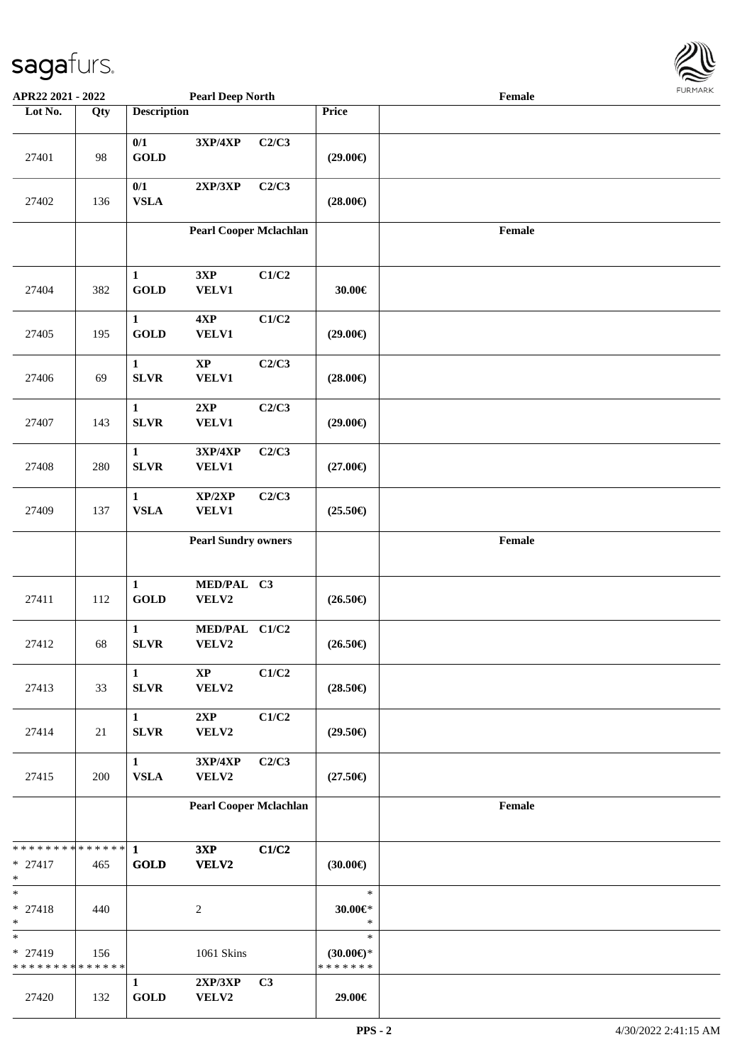**APR22 2021 - 2022** **Pearl Deep North** **Female**

| Lot No. | Qty | Description | | | Price | |
|---|---|---|---|---|---|---|
| 27401 | 98 | 0/1 GOLD | 3XP/4XP | C2/C3 | (29.00€) | |
| 27402 | 136 | 0/1 VSLA | 2XP/3XP | C2/C3 | (28.00€) | |
| | | **Pearl Cooper Mclachlan** | | | | **Female** |
| 27404 | 382 | 1 GOLD | 3XP VELV1 | C1/C2 | 30.00€ | |
| 27405 | 195 | 1 GOLD | 4XP VELV1 | C1/C2 | (29.00€) | |
| 27406 | 69 | 1 SLVR | XP VELV1 | C2/C3 | (28.00€) | |
| 27407 | 143 | 1 SLVR | 2XP VELV1 | C2/C3 | (29.00€) | |
| 27408 | 280 | 1 SLVR | 3XP/4XP VELV1 | C2/C3 | (27.00€) | |
| 27409 | 137 | 1 VSLA | XP/2XP VELV1 | C2/C3 | (25.50€) | |
| | | **Pearl Sundry owners** | | | | **Female** |
| 27411 | 112 | 1 GOLD | MED/PAL VELV2 | C3 | (26.50€) | |
| 27412 | 68 | 1 SLVR | MED/PAL VELV2 | C1/C2 | (26.50€) | |
| 27413 | 33 | 1 SLVR | XP VELV2 | C1/C2 | (28.50€) | |
| 27414 | 21 | 1 SLVR | 2XP VELV2 | C1/C2 | (29.50€) | |
| 27415 | 200 | 1 VSLA | 3XP/4XP VELV2 | C2/C3 | (27.50€) | |
| | | **Pearl Cooper Mclachlan** | | | | **Female** |
| * 27417 | 465 | 1 GOLD | 3XP VELV2 | C1/C2 | (30.00€) | |
| * 27418 | 440 | | 2 | | 30.00€* | |
| * 27419 | 156 | | 1061 Skins | | (30.00€)* | |
| 27420 | 132 | 1 GOLD | 2XP/3XP VELV2 | C3 | 29.00€ | |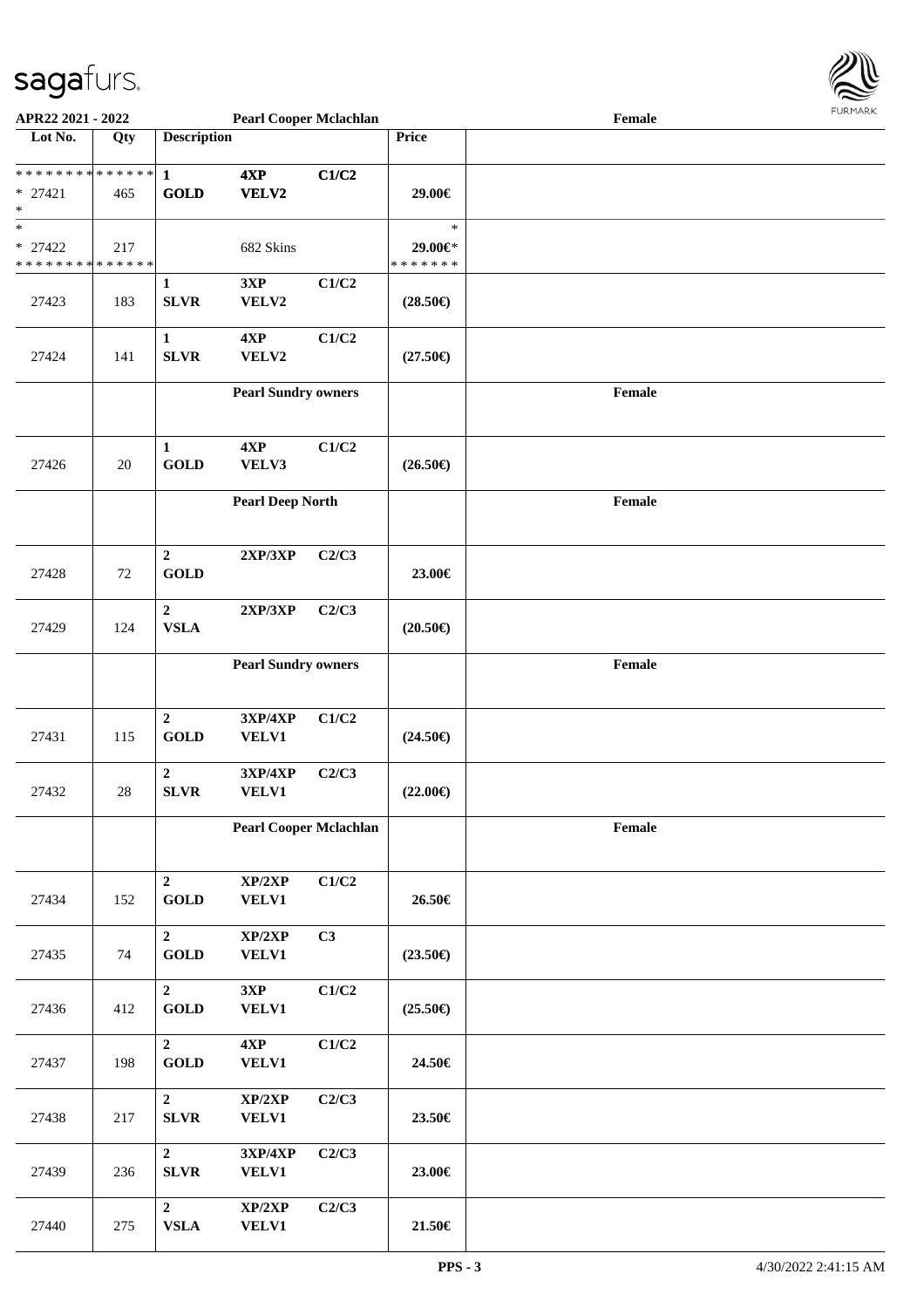**APR22 2021 - 2022** **Pearl Cooper Mclachlan** **Female**

| Lot No. | Qty | Description | | | Price | |
|---|---|---|---|---|---|---|
| * * * * * * * * * * * * * * * * 27421 * | 465 | 1 GOLD | 4XP VELV2 | C1/C2 | 29.00€ | |
| * * 27422 * * * * * * * * * * * * * * | 217 | | 682 Skins | | * 29.00€* * * * * * * * | |
| 27423 | 183 | 1 SLVR | 3XP VELV2 | C1/C2 | (28.50€) | |
| 27424 | 141 | 1 SLVR | 4XP VELV2 | C1/C2 | (27.50€) | |
| | | **Pearl Sundry owners** | | | | **Female** |
| 27426 | 20 | 1 GOLD | 4XP VELV3 | C1/C2 | (26.50€) | |
| | | **Pearl Deep North** | | | | **Female** |
| 27428 | 72 | 2 GOLD | 2XP/3XP | C2/C3 | 23.00€ | |
| 27429 | 124 | 2 VSLA | 2XP/3XP | C2/C3 | (20.50€) | |
| | | **Pearl Sundry owners** | | | | **Female** |
| 27431 | 115 | 2 GOLD | 3XP/4XP VELV1 | C1/C2 | (24.50€) | |
| 27432 | 28 | 2 SLVR | 3XP/4XP VELV1 | C2/C3 | (22.00€) | |
| | | **Pearl Cooper Mclachlan** | | | | **Female** |
| 27434 | 152 | 2 GOLD | XP/2XP VELV1 | C1/C2 | 26.50€ | |
| 27435 | 74 | 2 GOLD | XP/2XP VELV1 | C3 | (23.50€) | |
| 27436 | 412 | 2 GOLD | 3XP VELV1 | C1/C2 | (25.50€) | |
| 27437 | 198 | 2 GOLD | 4XP VELV1 | C1/C2 | 24.50€ | |
| 27438 | 217 | 2 SLVR | XP/2XP VELV1 | C2/C3 | 23.50€ | |
| 27439 | 236 | 2 SLVR | 3XP/4XP VELV1 | C2/C3 | 23.00€ | |
| 27440 | 275 | 2 VSLA | XP/2XP VELV1 | C2/C3 | 21.50€ | |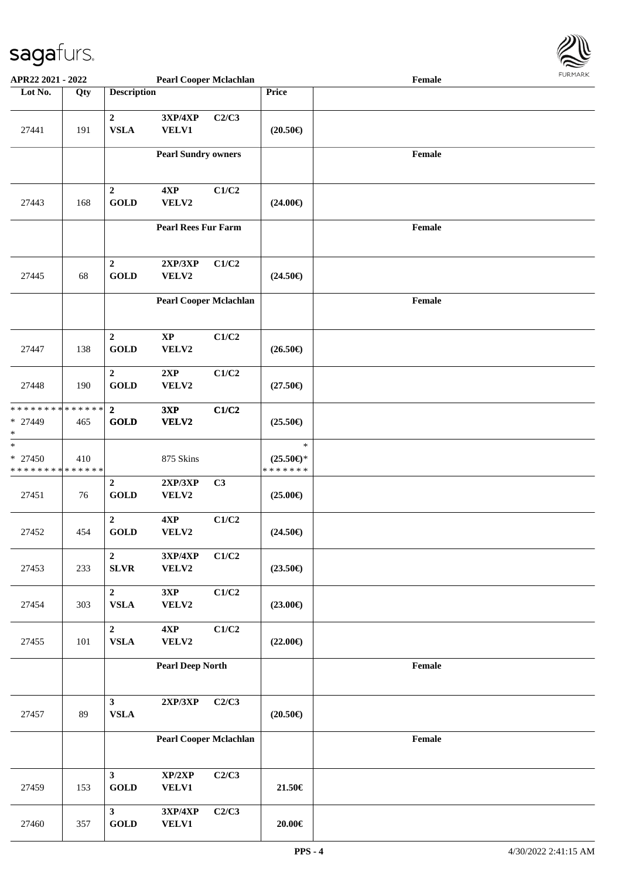| Lot No. | Qty | Description | | | Price | |
|---|---|---|---|---|---|---|
| 27441 | 191 | 2 VSLA | 3XP/4XP VELV1 | C2/C3 | (20.50€) | |
| | | | Pearl Sundry owners | | | Female |
| 27443 | 168 | 2 GOLD | 4XP VELV2 | C1/C2 | (24.00€) | |
| | | | Pearl Rees Fur Farm | | | Female |
| 27445 | 68 | 2 GOLD | 2XP/3XP VELV2 | C1/C2 | (24.50€) | |
| | | | Pearl Cooper Mclachlan | | | Female |
| 27447 | 138 | 2 GOLD | XP VELV2 | C1/C2 | (26.50€) | |
| 27448 | 190 | 2 GOLD | 2XP VELV2 | C1/C2 | (27.50€) | |
| * * * * * * * * * * * * * * * 27449 * | 465 | 2 GOLD | 3XP VELV2 | C1/C2 | (25.50€) | |
| * * 27450 * * * * * * * * * * * * * * | 410 | | 875 Skins | | * (25.50€)* * * * * * * * | |
| 27451 | 76 | 2 GOLD | 2XP/3XP VELV2 | C3 | (25.00€) | |
| 27452 | 454 | 2 GOLD | 4XP VELV2 | C1/C2 | (24.50€) | |
| 27453 | 233 | 2 SLVR | 3XP/4XP VELV2 | C1/C2 | (23.50€) | |
| 27454 | 303 | 2 VSLA | 3XP VELV2 | C1/C2 | (23.00€) | |
| 27455 | 101 | 2 VSLA | 4XP VELV2 | C1/C2 | (22.00€) | |
| | | | Pearl Deep North | | | Female |
| 27457 | 89 | 3 VSLA | 2XP/3XP | C2/C3 | (20.50€) | |
| | | | Pearl Cooper Mclachlan | | | Female |
| 27459 | 153 | 3 GOLD | XP/2XP VELV1 | C2/C3 | 21.50€ | |
| 27460 | 357 | 3 GOLD | 3XP/4XP VELV1 | C2/C3 | 20.00€ | |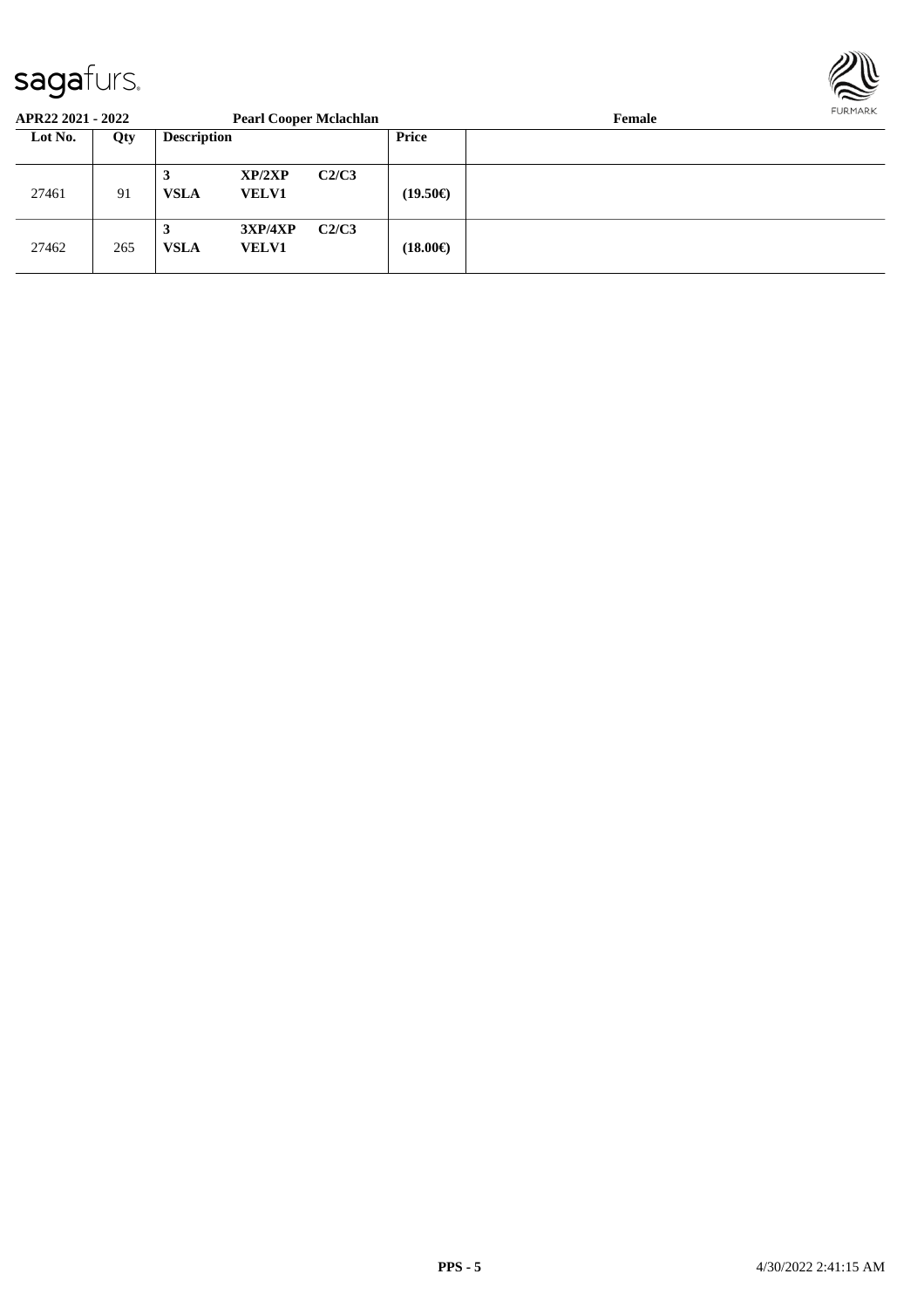**APR22 2021 - 2022** **Pearl Cooper Mclachlan** **Female**

| Lot No. | Qty | Description | | | Price | |
|---|---|---|---|---|---|---|
| 27461 | 91 | **3** **VSLA** | **XP/2XP** **VELV1** | **C2/C3** | **(19.50€)** | |
| 27462 | 265 | **3** **VSLA** | **3XP/4XP** **VELV1** | **C2/C3** | **(18.00€)** | |